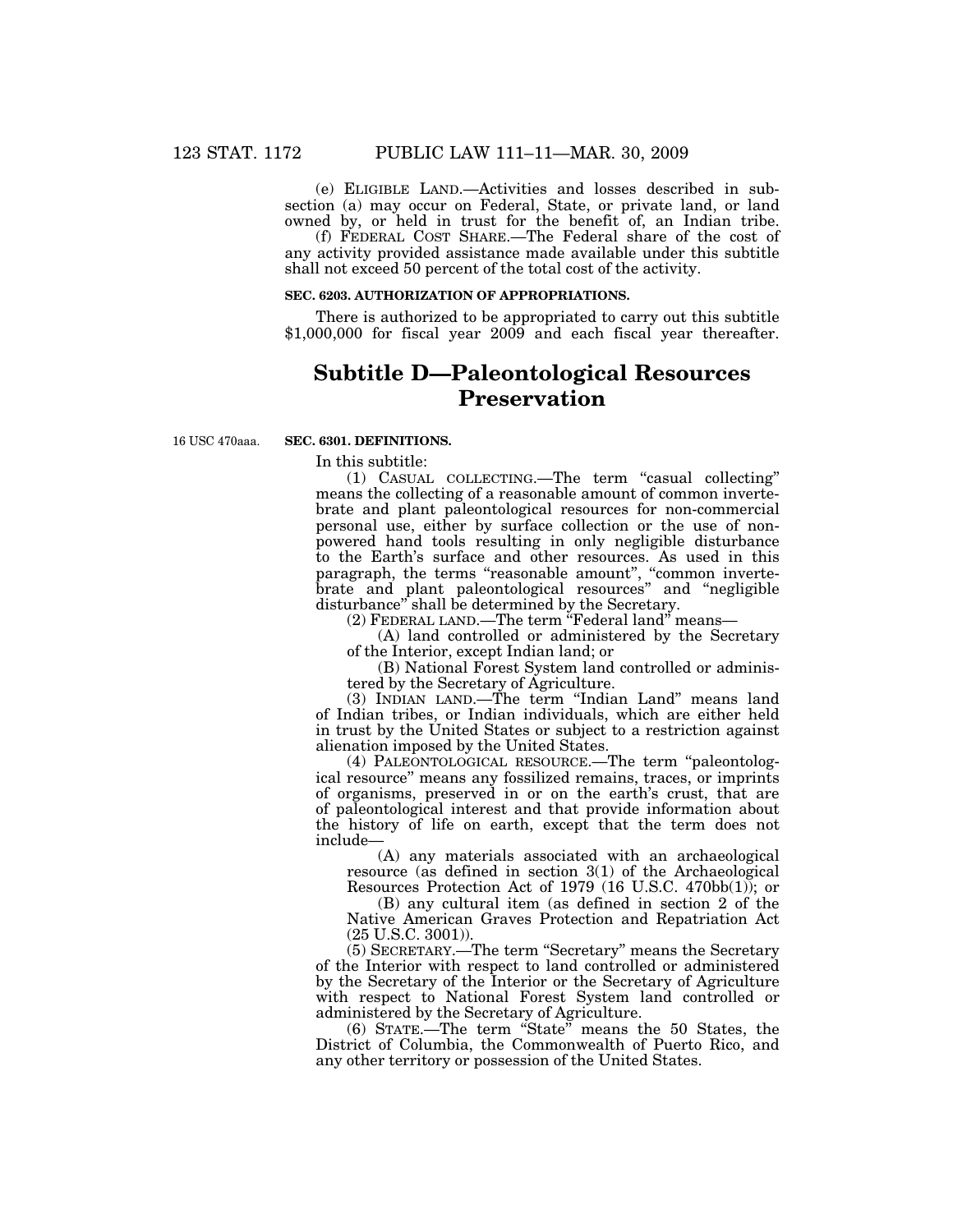(e) ELIGIBLE LAND.—Activities and losses described in subsection (a) may occur on Federal, State, or private land, or land owned by, or held in trust for the benefit of, an Indian tribe.

(f) FEDERAL COST SHARE.—The Federal share of the cost of any activity provided assistance made available under this subtitle shall not exceed 50 percent of the total cost of the activity.

**SEC. 6203. AUTHORIZATION OF APPROPRIATIONS.**

There is authorized to be appropriated to carry out this subtitle $1,000,000 for fiscal year 2009 and each fiscal year thereafter.

# Subtitle D—Paleontological Resources Preservation

16 USC 470aaa.

**SEC. 6301. DEFINITIONS.**

In this subtitle:

(1) CASUAL COLLECTING.—The term "casual collecting" means the collecting of a reasonable amount of common invertebrate and plant paleontological resources for non-commercial personal use, either by surface collection or the use of non-powered hand tools resulting in only negligible disturbance to the Earth's surface and other resources. As used in this paragraph, the terms "reasonable amount", "common invertebrate and plant paleontological resources" and "negligible disturbance" shall be determined by the Secretary.

(2) FEDERAL LAND.—The term "Federal land" means—

(A) land controlled or administered by the Secretary of the Interior, except Indian land; or

(B) National Forest System land controlled or administered by the Secretary of Agriculture.

(3) INDIAN LAND.—The term "Indian Land" means land of Indian tribes, or Indian individuals, which are either held in trust by the United States or subject to a restriction against alienation imposed by the United States.

(4) PALEONTOLOGICAL RESOURCE.—The term "paleontological resource" means any fossilized remains, traces, or imprints of organisms, preserved in or on the earth's crust, that are of paleontological interest and that provide information about the history of life on earth, except that the term does not include—

(A) any materials associated with an archaeological resource (as defined in section 3(1) of the Archaeological Resources Protection Act of 1979 (16 U.S.C. 470bb(1)); or

(B) any cultural item (as defined in section 2 of the Native American Graves Protection and Repatriation Act (25 U.S.C. 3001)).

(5) SECRETARY.—The term "Secretary" means the Secretary of the Interior with respect to land controlled or administered by the Secretary of the Interior or the Secretary of Agriculture with respect to National Forest System land controlled or administered by the Secretary of Agriculture.

(6) STATE.—The term "State" means the 50 States, the District of Columbia, the Commonwealth of Puerto Rico, and any other territory or possession of the United States.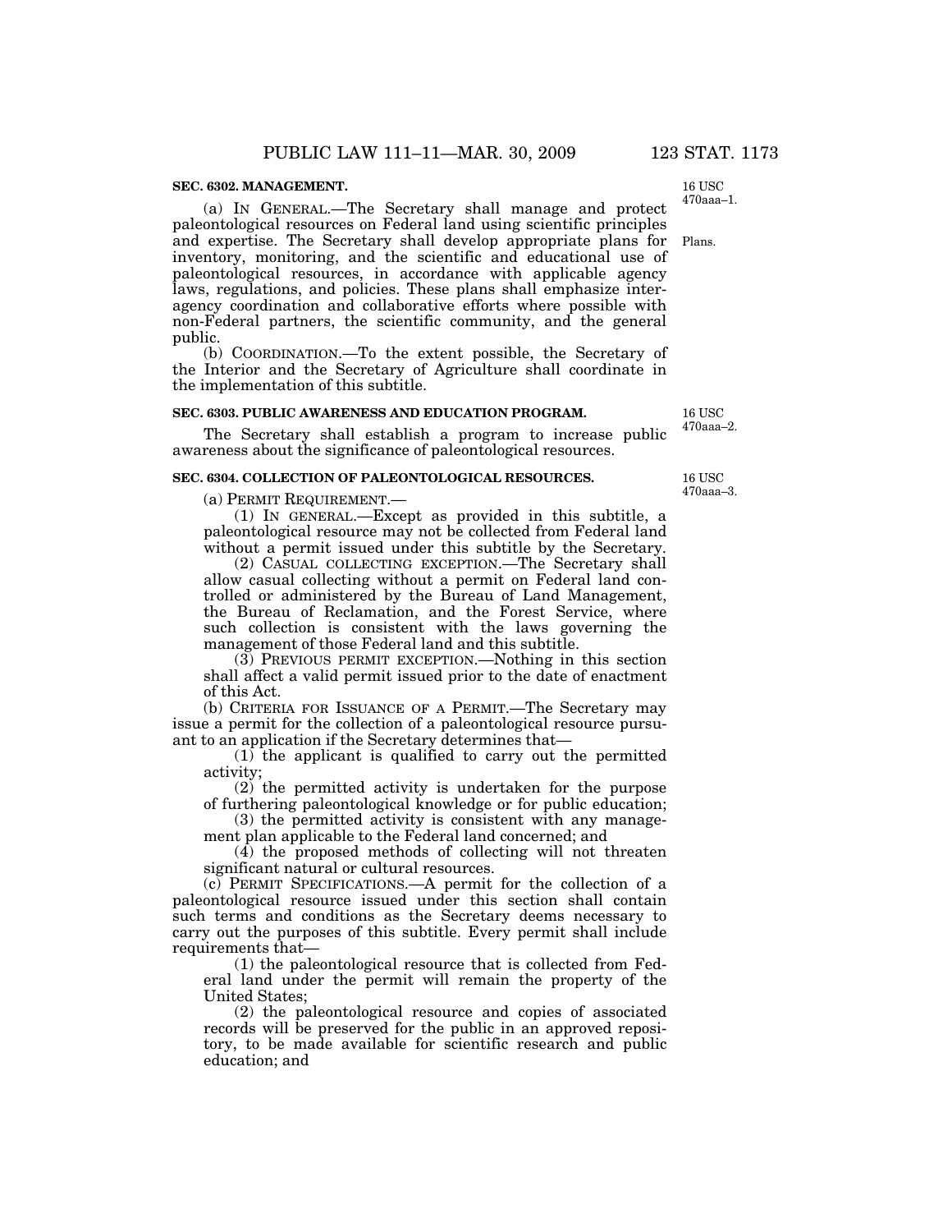**SEC. 6302. MANAGEMENT.**

16 USC 470aaa–1.

(a) IN GENERAL.—The Secretary shall manage and protect paleontological resources on Federal land using scientific principles and expertise. The Secretary shall develop appropriate plans for inventory, monitoring, and the scientific and educational use of paleontological resources, in accordance with applicable agency laws, regulations, and policies. These plans shall emphasize interagency coordination and collaborative efforts where possible with non-Federal partners, the scientific community, and the general public.

Plans.

(b) COORDINATION.—To the extent possible, the Secretary of the Interior and the Secretary of Agriculture shall coordinate in the implementation of this subtitle.

**SEC. 6303. PUBLIC AWARENESS AND EDUCATION PROGRAM.**

16 USC 470aaa–2.

The Secretary shall establish a program to increase public awareness about the significance of paleontological resources.

**SEC. 6304. COLLECTION OF PALEONTOLOGICAL RESOURCES.**

16 USC 470aaa–3.

(a) PERMIT REQUIREMENT.—

(1) IN GENERAL.—Except as provided in this subtitle, a paleontological resource may not be collected from Federal land without a permit issued under this subtitle by the Secretary.

(2) CASUAL COLLECTING EXCEPTION.—The Secretary shall allow casual collecting without a permit on Federal land controlled or administered by the Bureau of Land Management, the Bureau of Reclamation, and the Forest Service, where such collection is consistent with the laws governing the management of those Federal land and this subtitle.

(3) PREVIOUS PERMIT EXCEPTION.—Nothing in this section shall affect a valid permit issued prior to the date of enactment of this Act.

(b) CRITERIA FOR ISSUANCE OF A PERMIT.—The Secretary may issue a permit for the collection of a paleontological resource pursuant to an application if the Secretary determines that—

(1) the applicant is qualified to carry out the permitted activity;

(2) the permitted activity is undertaken for the purpose of furthering paleontological knowledge or for public education;

(3) the permitted activity is consistent with any management plan applicable to the Federal land concerned; and

(4) the proposed methods of collecting will not threaten significant natural or cultural resources.

(c) PERMIT SPECIFICATIONS.—A permit for the collection of a paleontological resource issued under this section shall contain such terms and conditions as the Secretary deems necessary to carry out the purposes of this subtitle. Every permit shall include requirements that—

(1) the paleontological resource that is collected from Federal land under the permit will remain the property of the United States;

(2) the paleontological resource and copies of associated records will be preserved for the public in an approved repository, to be made available for scientific research and public education; and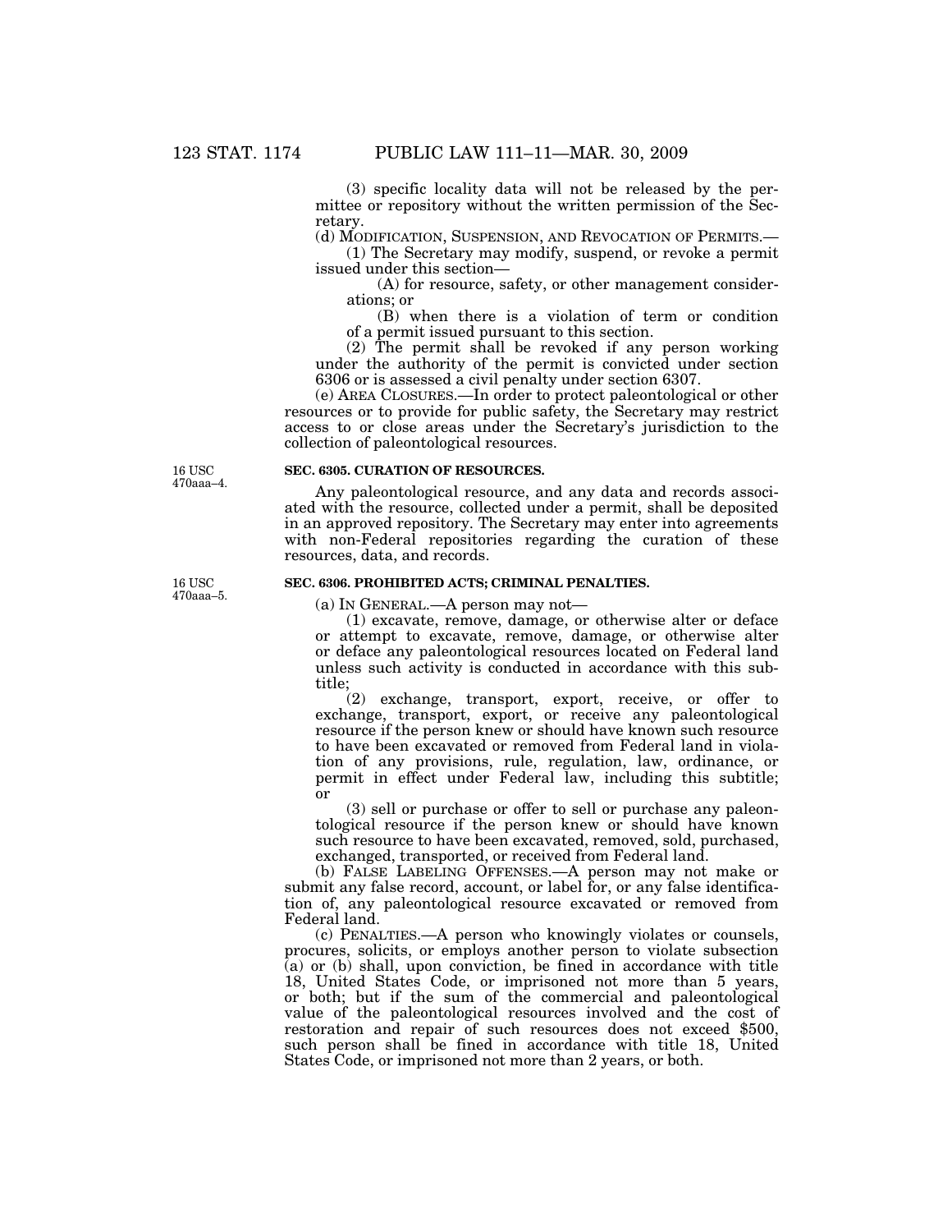(3) specific locality data will not be released by the permittee or repository without the written permission of the Secretary.

(d) MODIFICATION, SUSPENSION, AND REVOCATION OF PERMITS.—

(1) The Secretary may modify, suspend, or revoke a permit issued under this section—

(A) for resource, safety, or other management considerations; or

(B) when there is a violation of term or condition of a permit issued pursuant to this section.

(2) The permit shall be revoked if any person working under the authority of the permit is convicted under section 6306 or is assessed a civil penalty under section 6307.

(e) AREA CLOSURES.—In order to protect paleontological or other resources or to provide for public safety, the Secretary may restrict access to or close areas under the Secretary's jurisdiction to the collection of paleontological resources.

16 USC 470aaa–4.

**SEC. 6305. CURATION OF RESOURCES.**

Any paleontological resource, and any data and records associated with the resource, collected under a permit, shall be deposited in an approved repository. The Secretary may enter into agreements with non-Federal repositories regarding the curation of these resources, data, and records.

16 USC 470aaa–5.

**SEC. 6306. PROHIBITED ACTS; CRIMINAL PENALTIES.**

(a) IN GENERAL.—A person may not—

(1) excavate, remove, damage, or otherwise alter or deface or attempt to excavate, remove, damage, or otherwise alter or deface any paleontological resources located on Federal land unless such activity is conducted in accordance with this subtitle;

(2) exchange, transport, export, receive, or offer to exchange, transport, export, or receive any paleontological resource if the person knew or should have known such resource to have been excavated or removed from Federal land in violation of any provisions, rule, regulation, law, ordinance, or permit in effect under Federal law, including this subtitle; or

(3) sell or purchase or offer to sell or purchase any paleontological resource if the person knew or should have known such resource to have been excavated, removed, sold, purchased, exchanged, transported, or received from Federal land.

(b) FALSE LABELING OFFENSES.—A person may not make or submit any false record, account, or label for, or any false identification of, any paleontological resource excavated or removed from Federal land.

(c) PENALTIES.—A person who knowingly violates or counsels, procures, solicits, or employs another person to violate subsection (a) or (b) shall, upon conviction, be fined in accordance with title 18, United States Code, or imprisoned not more than 5 years, or both; but if the sum of the commercial and paleontological value of the paleontological resources involved and the cost of restoration and repair of such resources does not exceed $500, such person shall be fined in accordance with title 18, United States Code, or imprisoned not more than 2 years, or both.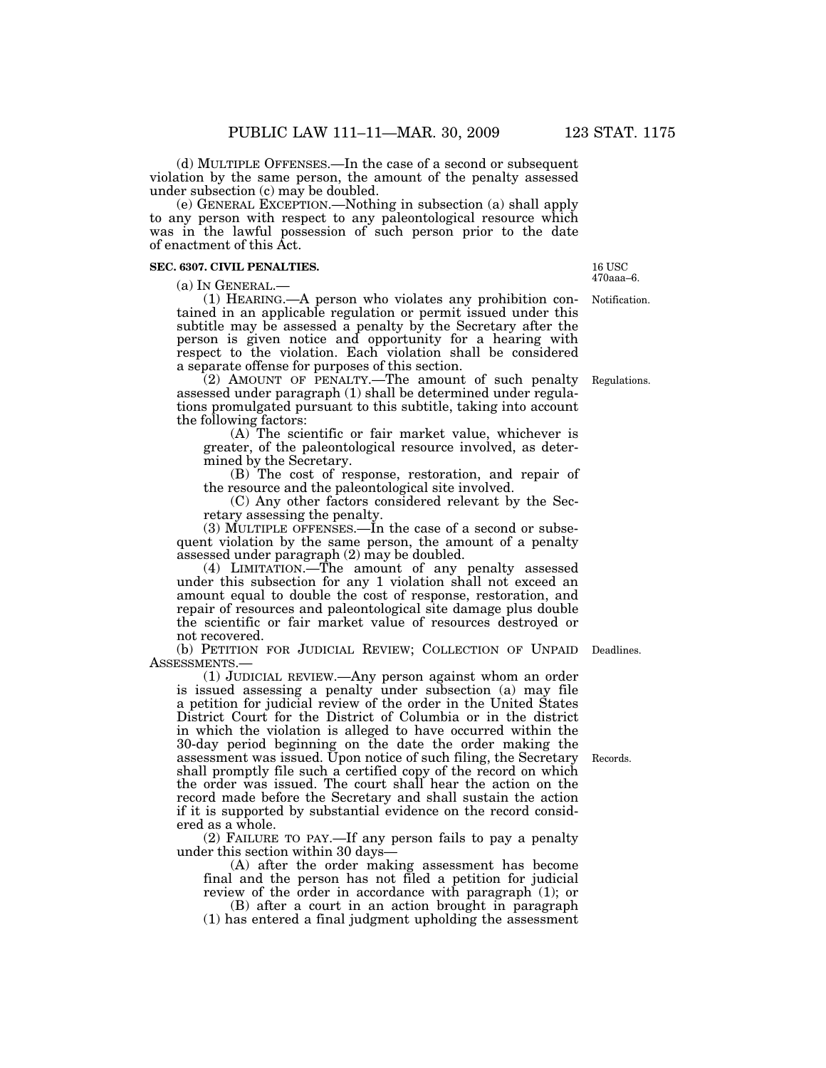(d) MULTIPLE OFFENSES.—In the case of a second or subsequent violation by the same person, the amount of the penalty assessed under subsection (c) may be doubled.

(e) GENERAL EXCEPTION.—Nothing in subsection (a) shall apply to any person with respect to any paleontological resource which was in the lawful possession of such person prior to the date of enactment of this Act.

**SEC. 6307. CIVIL PENALTIES.**

16 USC 470aaa–6.

(a) IN GENERAL.—

(1) HEARING.—A person who violates any prohibition contained in an applicable regulation or permit issued under this subtitle may be assessed a penalty by the Secretary after the person is given notice and opportunity for a hearing with respect to the violation. Each violation shall be considered a separate offense for purposes of this section.

Notification.

(2) AMOUNT OF PENALTY.—The amount of such penalty assessed under paragraph (1) shall be determined under regulations promulgated pursuant to this subtitle, taking into account the following factors:

Regulations.

(A) The scientific or fair market value, whichever is greater, of the paleontological resource involved, as determined by the Secretary.

(B) The cost of response, restoration, and repair of the resource and the paleontological site involved.

(C) Any other factors considered relevant by the Secretary assessing the penalty.

(3) MULTIPLE OFFENSES.—In the case of a second or subsequent violation by the same person, the amount of a penalty assessed under paragraph (2) may be doubled.

(4) LIMITATION.—The amount of any penalty assessed under this subsection for any 1 violation shall not exceed an amount equal to double the cost of response, restoration, and repair of resources and paleontological site damage plus double the scientific or fair market value of resources destroyed or not recovered.

(b) PETITION FOR JUDICIAL REVIEW; COLLECTION OF UNPAID ASSESSMENTS.—

Deadlines.

(1) JUDICIAL REVIEW.—Any person against whom an order is issued assessing a penalty under subsection (a) may file a petition for judicial review of the order in the United States District Court for the District of Columbia or in the district in which the violation is alleged to have occurred within the 30-day period beginning on the date the order making the assessment was issued. Upon notice of such filing, the Secretary shall promptly file such a certified copy of the record on which the order was issued. The court shall hear the action on the record made before the Secretary and shall sustain the action if it is supported by substantial evidence on the record considered as a whole.

Records.

(2) FAILURE TO PAY.—If any person fails to pay a penalty under this section within 30 days—

(A) after the order making assessment has become final and the person has not filed a petition for judicial review of the order in accordance with paragraph (1); or

(B) after a court in an action brought in paragraph (1) has entered a final judgment upholding the assessment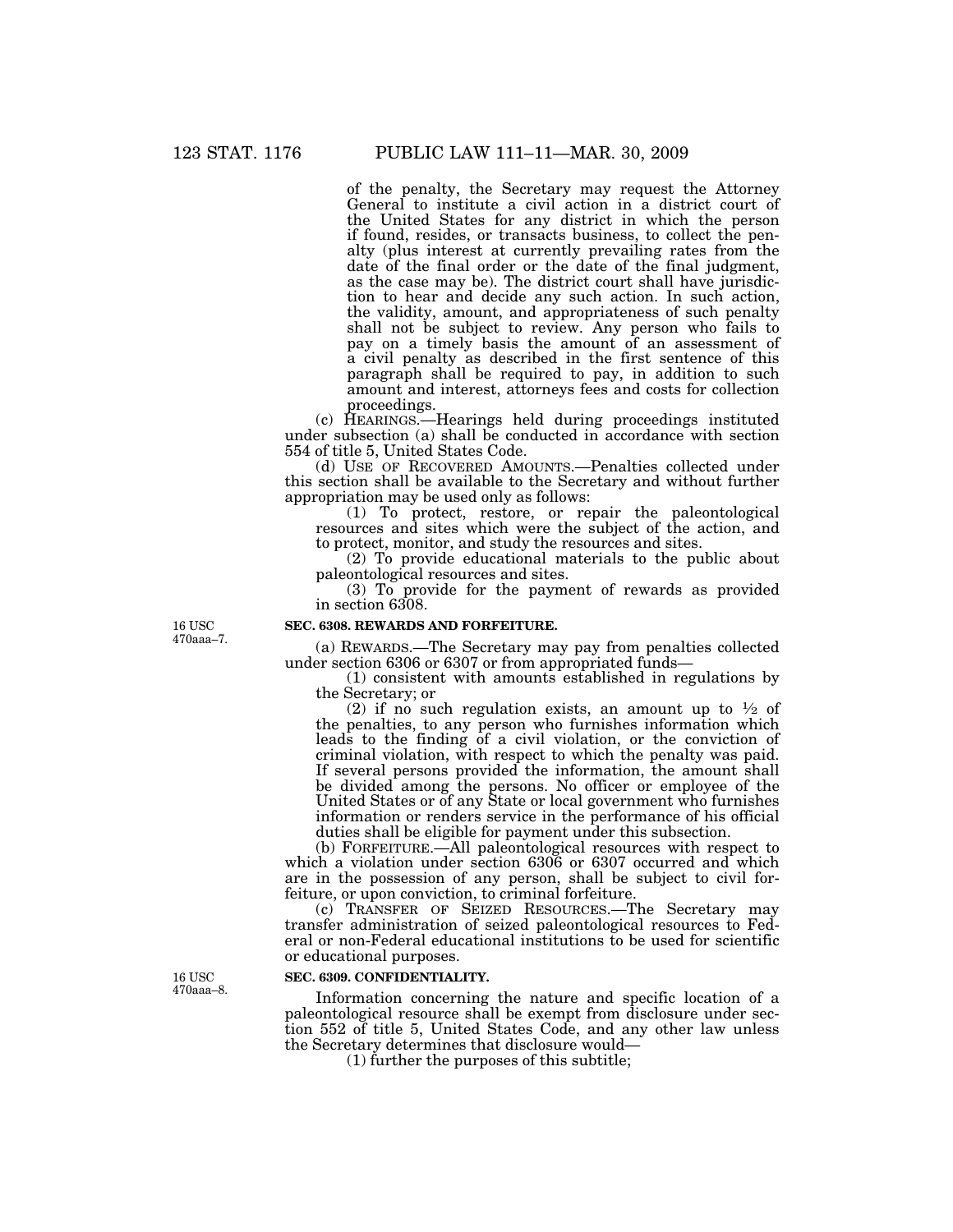of the penalty, the Secretary may request the Attorney General to institute a civil action in a district court of the United States for any district in which the person if found, resides, or transacts business, to collect the penalty (plus interest at currently prevailing rates from the date of the final order or the date of the final judgment, as the case may be). The district court shall have jurisdiction to hear and decide any such action. In such action, the validity, amount, and appropriateness of such penalty shall not be subject to review. Any person who fails to pay on a timely basis the amount of an assessment of a civil penalty as described in the first sentence of this paragraph shall be required to pay, in addition to such amount and interest, attorneys fees and costs for collection proceedings.

(c) HEARINGS.—Hearings held during proceedings instituted under subsection (a) shall be conducted in accordance with section 554 of title 5, United States Code.

(d) USE OF RECOVERED AMOUNTS.—Penalties collected under this section shall be available to the Secretary and without further appropriation may be used only as follows:

(1) To protect, restore, or repair the paleontological resources and sites which were the subject of the action, and to protect, monitor, and study the resources and sites.

(2) To provide educational materials to the public about paleontological resources and sites.

(3) To provide for the payment of rewards as provided in section 6308.

16 USC 470aaa–7.

**SEC. 6308. REWARDS AND FORFEITURE.**

(a) REWARDS.—The Secretary may pay from penalties collected under section 6306 or 6307 or from appropriated funds—

(1) consistent with amounts established in regulations by the Secretary; or

(2) if no such regulation exists, an amount up to ½ of the penalties, to any person who furnishes information which leads to the finding of a civil violation, or the conviction of criminal violation, with respect to which the penalty was paid. If several persons provided the information, the amount shall be divided among the persons. No officer or employee of the United States or of any State or local government who furnishes information or renders service in the performance of his official duties shall be eligible for payment under this subsection.

(b) FORFEITURE.—All paleontological resources with respect to which a violation under section 6306 or 6307 occurred and which are in the possession of any person, shall be subject to civil forfeiture, or upon conviction, to criminal forfeiture.

(c) TRANSFER OF SEIZED RESOURCES.—The Secretary may transfer administration of seized paleontological resources to Federal or non-Federal educational institutions to be used for scientific or educational purposes.

16 USC 470aaa–8.

**SEC. 6309. CONFIDENTIALITY.**

Information concerning the nature and specific location of a paleontological resource shall be exempt from disclosure under section 552 of title 5, United States Code, and any other law unless the Secretary determines that disclosure would—

(1) further the purposes of this subtitle;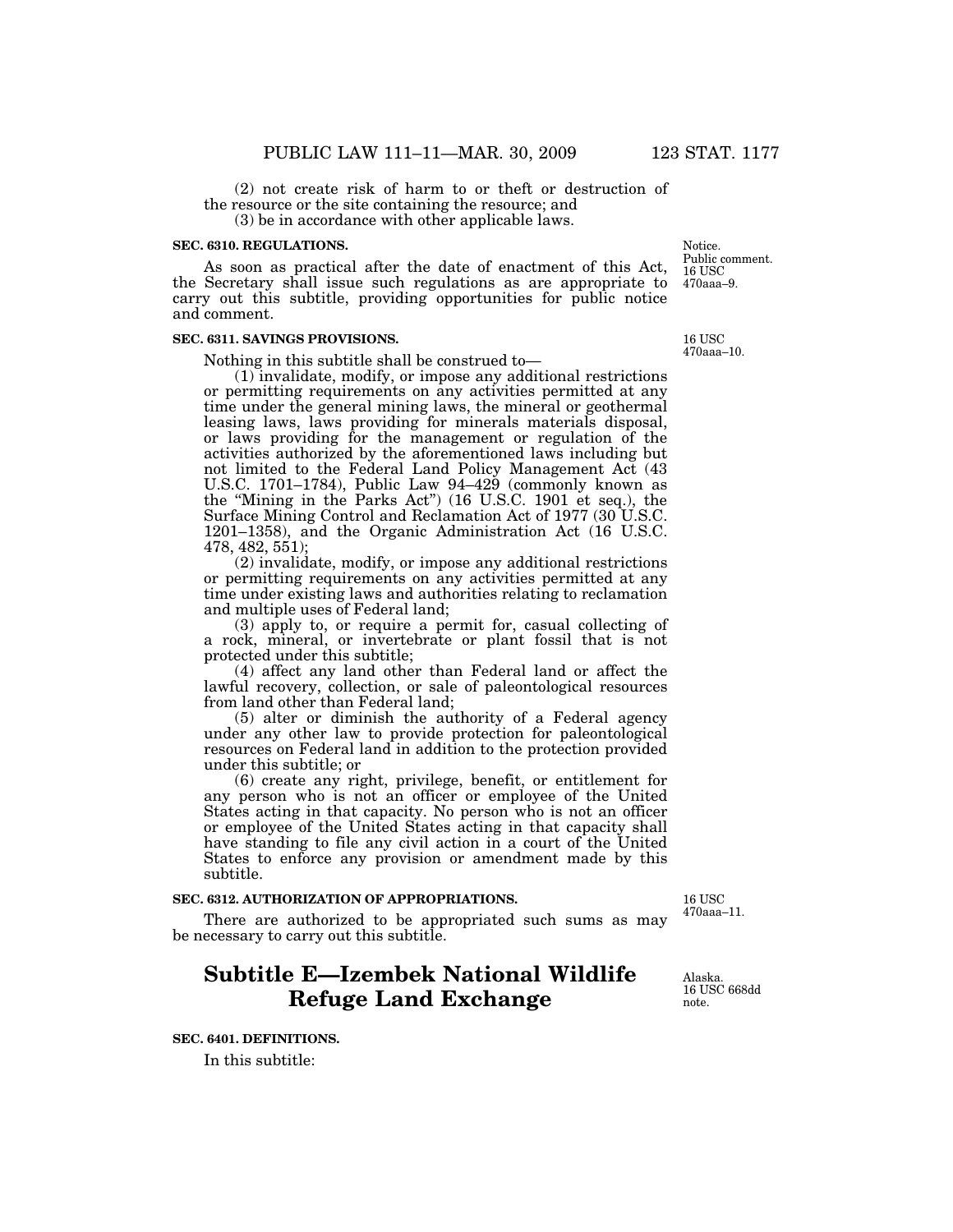(2) not create risk of harm to or theft or destruction of the resource or the site containing the resource; and

(3) be in accordance with other applicable laws.

**SEC. 6310. REGULATIONS.**

Notice.
Public comment.
16 USC 470aaa–9.

As soon as practical after the date of enactment of this Act, the Secretary shall issue such regulations as are appropriate to carry out this subtitle, providing opportunities for public notice and comment.

**SEC. 6311. SAVINGS PROVISIONS.**

16 USC 470aaa–10.

Nothing in this subtitle shall be construed to—

(1) invalidate, modify, or impose any additional restrictions or permitting requirements on any activities permitted at any time under the general mining laws, the mineral or geothermal leasing laws, laws providing for minerals materials disposal, or laws providing for the management or regulation of the activities authorized by the aforementioned laws including but not limited to the Federal Land Policy Management Act (43 U.S.C. 1701–1784), Public Law 94–429 (commonly known as the "Mining in the Parks Act") (16 U.S.C. 1901 et seq.), the Surface Mining Control and Reclamation Act of 1977 (30 U.S.C. 1201–1358), and the Organic Administration Act (16 U.S.C. 478, 482, 551);

(2) invalidate, modify, or impose any additional restrictions or permitting requirements on any activities permitted at any time under existing laws and authorities relating to reclamation and multiple uses of Federal land;

(3) apply to, or require a permit for, casual collecting of a rock, mineral, or invertebrate or plant fossil that is not protected under this subtitle;

(4) affect any land other than Federal land or affect the lawful recovery, collection, or sale of paleontological resources from land other than Federal land;

(5) alter or diminish the authority of a Federal agency under any other law to provide protection for paleontological resources on Federal land in addition to the protection provided under this subtitle; or

(6) create any right, privilege, benefit, or entitlement for any person who is not an officer or employee of the United States acting in that capacity. No person who is not an officer or employee of the United States acting in that capacity shall have standing to file any civil action in a court of the United States to enforce any provision or amendment made by this subtitle.

**SEC. 6312. AUTHORIZATION OF APPROPRIATIONS.**

16 USC 470aaa–11.

There are authorized to be appropriated such sums as may be necessary to carry out this subtitle.

# Subtitle E—Izembek National Wildlife Refuge Land Exchange

Alaska.
16 USC 668dd note.

**SEC. 6401. DEFINITIONS.**

In this subtitle: